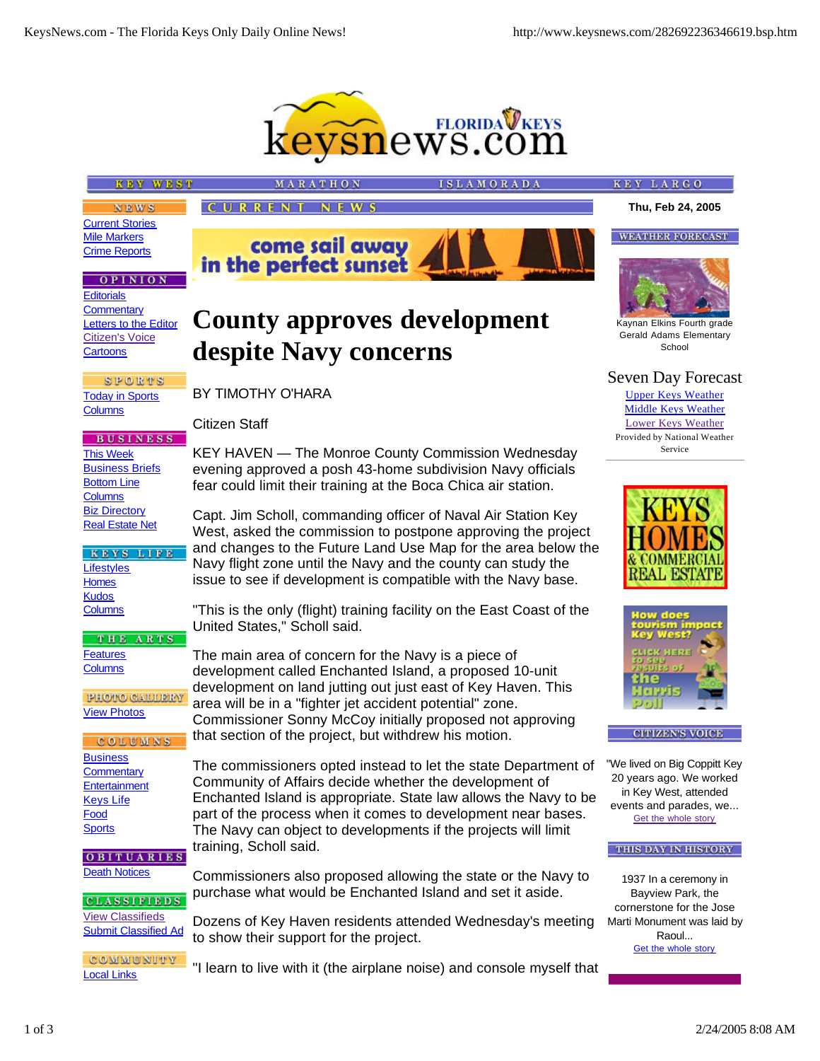# County approves development despite Navy concerns

BY TIMOTHY O'HARA

Citizen Staff

KEY HAVEN — The Monroe County Commission Wednesday evening approved a posh 43-home subdivision Navy officials fear could limit their training at the Boca Chica air station.

Capt. Jim Scholl, commanding officer of Naval Air Station Key West, asked the commission to postpone approving the project and changes to the Future Land Use Map for the area below the Navy flight zone until the Navy and the county can study the issue to see if development is compatible with the Navy base.

"This is the only (flight) training facility on the East Coast of the United States," Scholl said.

The main area of concern for the Navy is a piece of development called Enchanted Island, a proposed 10-unit development on land jutting out just east of Key Haven. This area will be in a "fighter jet accident potential" zone. Commissioner Sonny McCoy initially proposed not approving that section of the project, but withdrew his motion.

The commissioners opted instead to let the state Department of Community of Affairs decide whether the development of Enchanted Island is appropriate. State law allows the Navy to be part of the process when it comes to development near bases. The Navy can object to developments if the projects will limit training, Scholl said.

Commissioners also proposed allowing the state or the Navy to purchase what would be Enchanted Island and set it aside.

Dozens of Key Haven residents attended Wednesday's meeting to show their support for the project.

"I learn to live with it (the airplane noise) and console myself that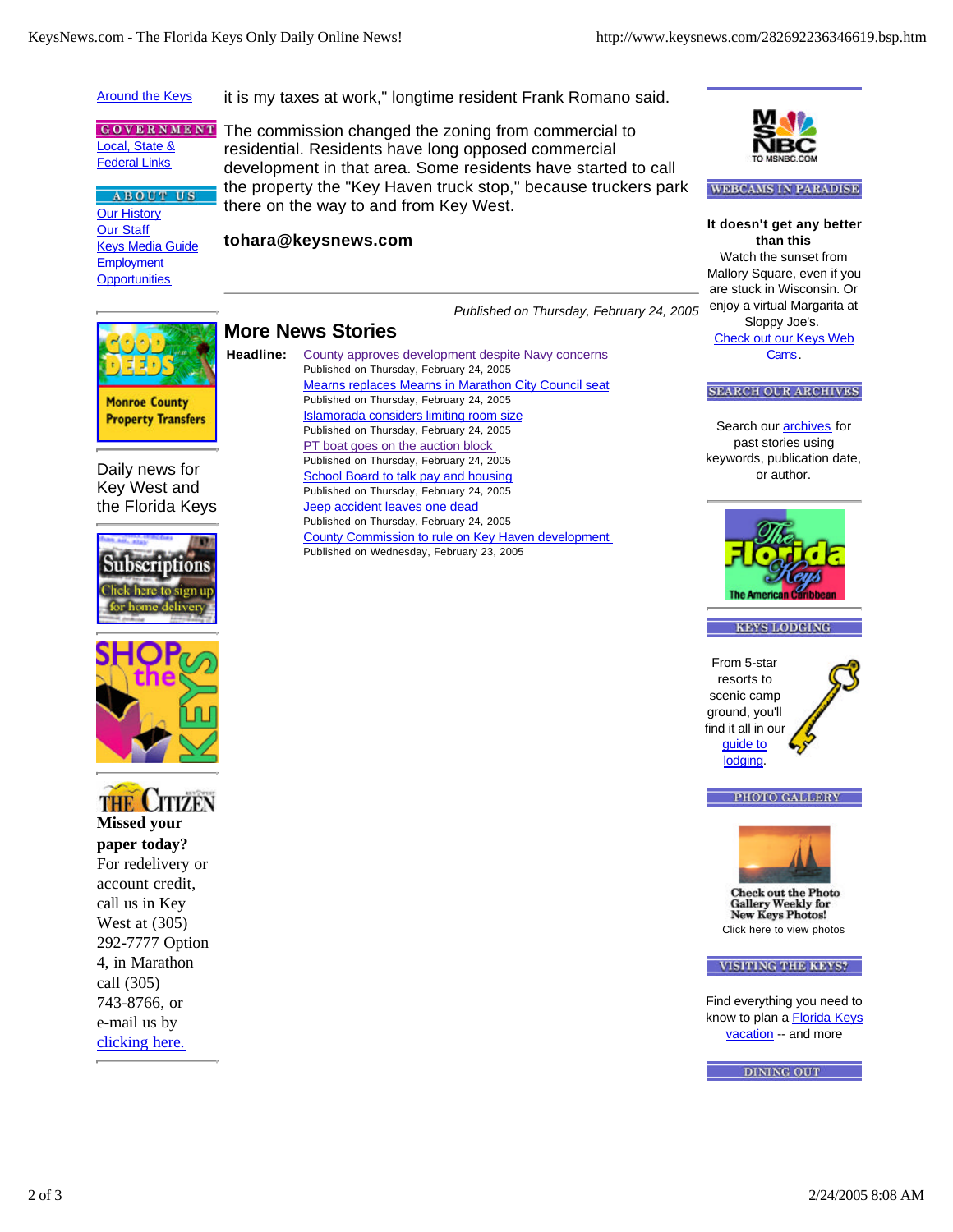Around the Keys

GOVERNMENT

Local, State & Federal Links

ABOUT US

Our History
Our Staff
Keys Media Guide
Employment Opportunities

it is my taxes at work," longtime resident Frank Romano said.

The commission changed the zoning from commercial to residential. Residents have long opposed commercial development in that area. Some residents have started to call the property the "Key Haven truck stop," because truckers park there on the way to and from Key West.

**tohara@keysnews.com**

*Published on Thursday, February 24, 2005*

## More News Stories

**Headline:**

County approves development despite Navy concerns
Published on Thursday, February 24, 2005

Mearns replaces Mearns in Marathon City Council seat
Published on Thursday, February 24, 2005

Islamorada considers limiting room size
Published on Thursday, February 24, 2005

PT boat goes on the auction block
Published on Thursday, February 24, 2005

School Board to talk pay and housing
Published on Thursday, February 24, 2005

Jeep accident leaves one dead
Published on Thursday, February 24, 2005

County Commission to rule on Key Haven development
Published on Wednesday, February 23, 2005

Good Deeds — Monroe County Property Transfers

Daily news for Key West and the Florida Keys

Subscriptions — Click here to sign up for home delivery

Shop the Keys

The Citizen

**Missed your paper today?**
For redelivery or account credit, call us in Key West at (305) 292-7777 Option 4, in Marathon call (305) 743-8766, or e-mail us by clicking here.

MSNBC TO MSNBC.COM

WEBCAMS IN PARADISE

**It doesn't get any better than this**
Watch the sunset from Mallory Square, even if you are stuck in Wisconsin. Or enjoy a virtual Margarita at Sloppy Joe's.
Check out our Keys Web Cams.

SEARCH OUR ARCHIVES

Search our archives for past stories using keywords, publication date, or author.

The Florida Keys — The American Caribbean

KEYS LODGING

From 5-star resorts to scenic camp ground, you'll find it all in our guide to lodging.

PHOTO GALLERY

Check out the Photo Gallery Weekly for New Keys Photos!
Click here to view photos

VISITING THE KEYS?

Find everything you need to know to plan a Florida Keys vacation -- and more

DINING OUT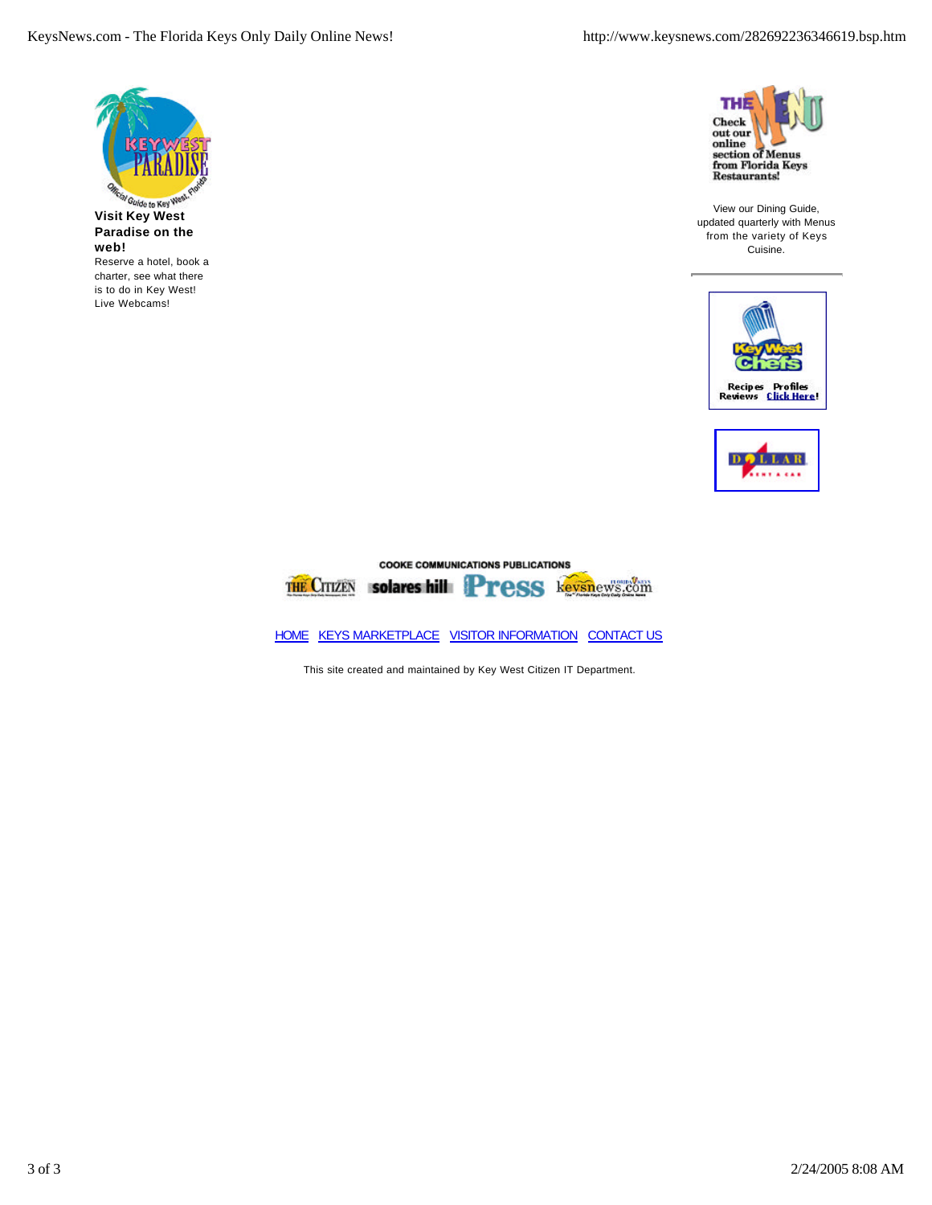**Visit Key West Paradise on the web!**

Reserve a hotel, book a charter, see what there is to do in Key West! Live Webcams!

View our Dining Guide, updated quarterly with Menus from the variety of Keys Cuisine.

COOKE COMMUNICATIONS PUBLICATIONS

HOME KEYS MARKETPLACE VISITOR INFORMATION CONTACT US

This site created and maintained by Key West Citizen IT Department.